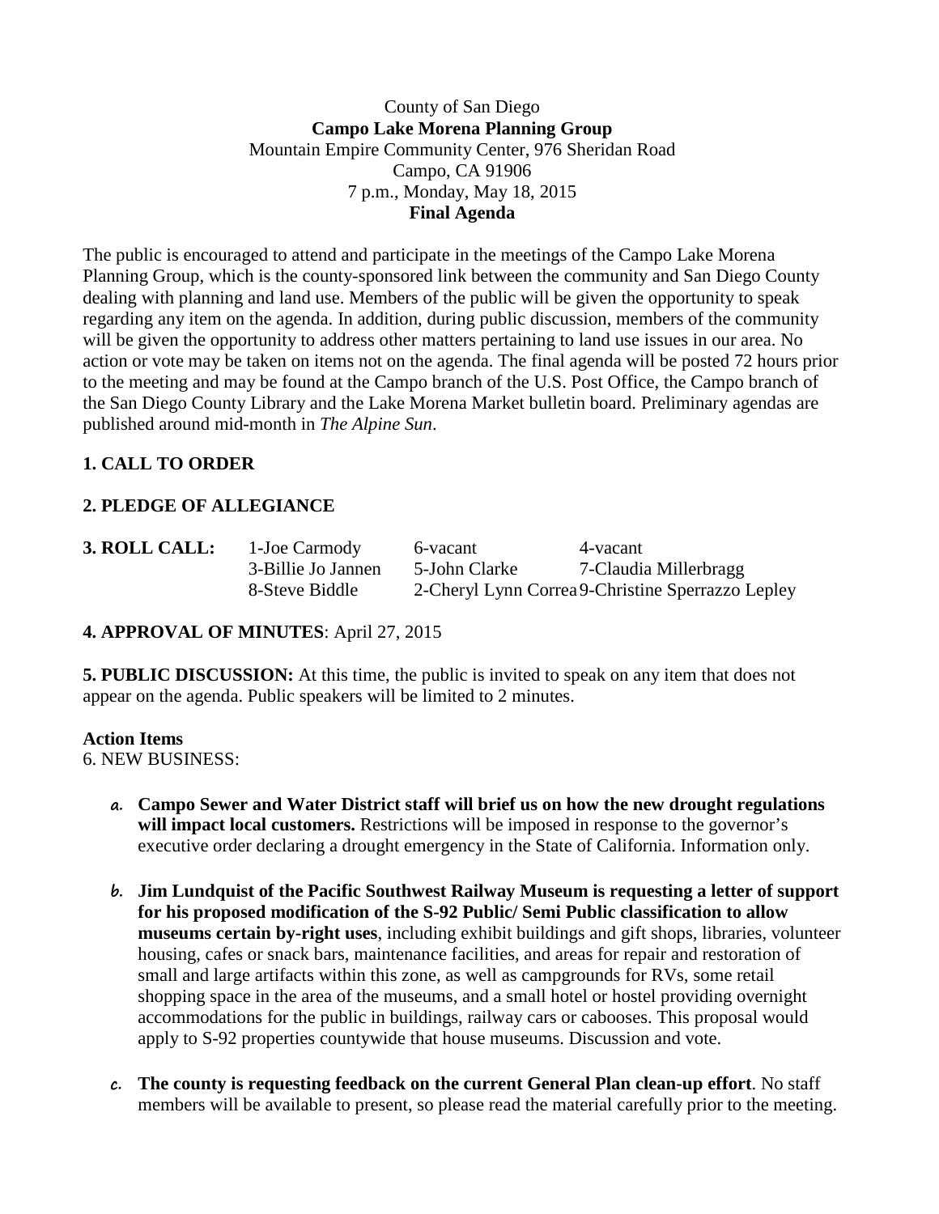County of San Diego

**Campo Lake Morena Planning Group**

Mountain Empire Community Center, 976 Sheridan Road

Campo, CA 91906

7 p.m., Monday, May 18, 2015

**Final Agenda**

The public is encouraged to attend and participate in the meetings of the Campo Lake Morena Planning Group, which is the county-sponsored link between the community and San Diego County dealing with planning and land use. Members of the public will be given the opportunity to speak regarding any item on the agenda. In addition, during public discussion, members of the community will be given the opportunity to address other matters pertaining to land use issues in our area. No action or vote may be taken on items not on the agenda. The final agenda will be posted 72 hours prior to the meeting and may be found at the Campo branch of the U.S. Post Office, the Campo branch of the San Diego County Library and the Lake Morena Market bulletin board. Preliminary agendas are published around mid-month in *The Alpine Sun*.

**1. CALL TO ORDER**

**2. PLEDGE OF ALLEGIANCE**

| **3. ROLL CALL:** | 1-Joe Carmody | 6-vacant | 4-vacant |
|---|---|---|---|
| | 3-Billie Jo Jannen | 5-John Clarke | 7-Claudia Millerbragg |
| | 8-Steve Biddle | 2-Cheryl Lynn Correa | 9-Christine Sperrazzo Lepley |

**4. APPROVAL OF MINUTES**: April 27, 2015

**5. PUBLIC DISCUSSION:** At this time, the public is invited to speak on any item that does not appear on the agenda. Public speakers will be limited to 2 minutes.

**Action Items**

6. NEW BUSINESS:

a. **Campo Sewer and Water District staff will brief us on how the new drought regulations will impact local customers.** Restrictions will be imposed in response to the governor's executive order declaring a drought emergency in the State of California. Information only.

b. **Jim Lundquist of the Pacific Southwest Railway Museum is requesting a letter of support for his proposed modification of the S-92 Public/ Semi Public classification to allow museums certain by-right uses**, including exhibit buildings and gift shops, libraries, volunteer housing, cafes or snack bars, maintenance facilities, and areas for repair and restoration of small and large artifacts within this zone, as well as campgrounds for RVs, some retail shopping space in the area of the museums, and a small hotel or hostel providing overnight accommodations for the public in buildings, railway cars or cabooses. This proposal would apply to S-92 properties countywide that house museums. Discussion and vote.

c. **The county is requesting feedback on the current General Plan clean-up effort**. No staff members will be available to present, so please read the material carefully prior to the meeting.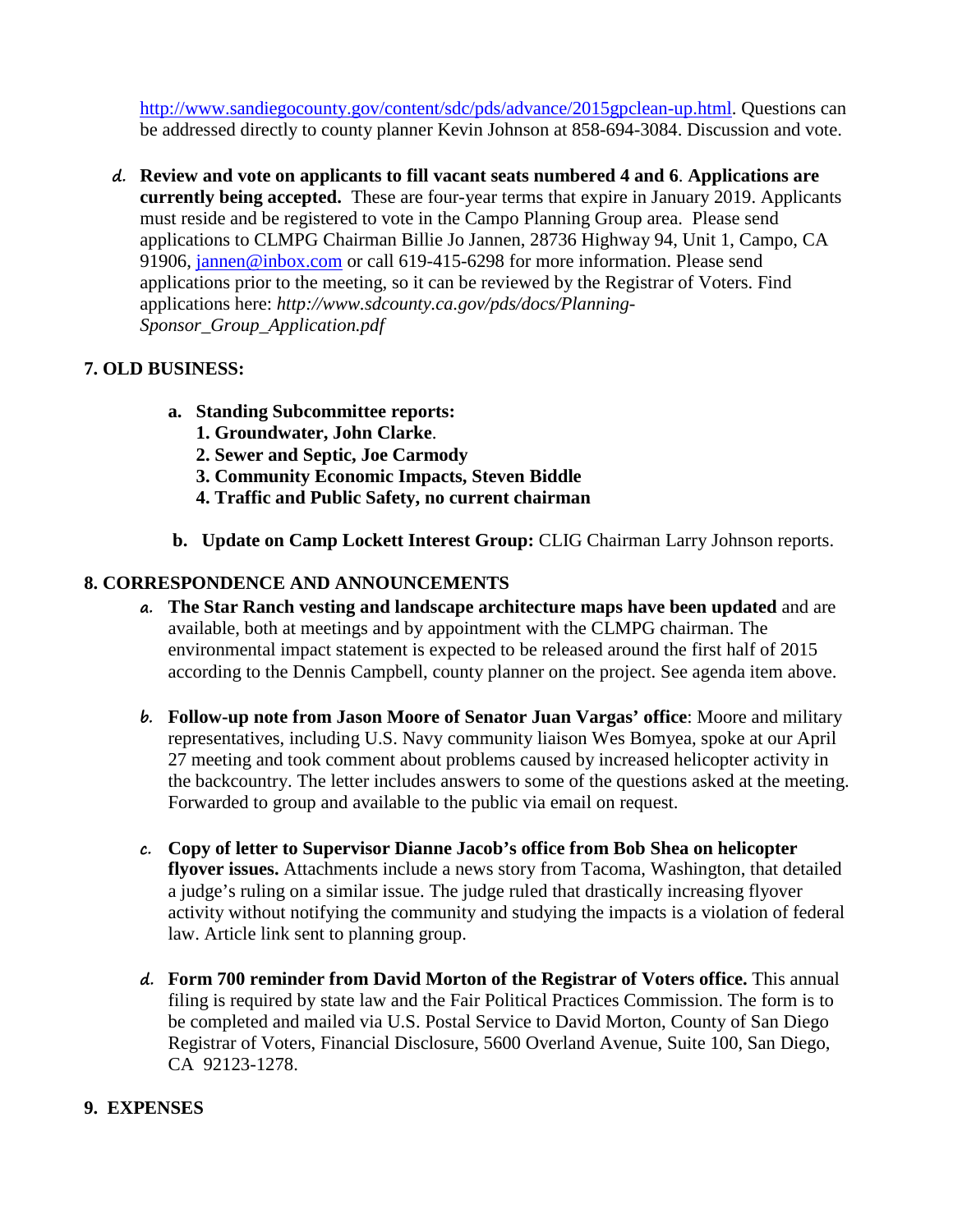http://www.sandiegocounty.gov/content/sdc/pds/advance/2015gpclean-up.html. Questions can be addressed directly to county planner Kevin Johnson at 858-694-3084. Discussion and vote.

d. **Review and vote on applicants to fill vacant seats numbered 4 and 6**. **Applications are currently being accepted.** These are four-year terms that expire in January 2019. Applicants must reside and be registered to vote in the Campo Planning Group area. Please send applications to CLMPG Chairman Billie Jo Jannen, 28736 Highway 94, Unit 1, Campo, CA 91906, jannen@inbox.com or call 619-415-6298 for more information. Please send applications prior to the meeting, so it can be reviewed by the Registrar of Voters. Find applications here: *http://www.sdcounty.ca.gov/pds/docs/Planning-Sponsor_Group_Application.pdf*

**7. OLD BUSINESS:**

a. **Standing Subcommittee reports:**
   1. **Groundwater, John Clarke**.
   2. **Sewer and Septic, Joe Carmody**
   3. **Community Economic Impacts, Steven Biddle**
   4. **Traffic and Public Safety, no current chairman**

b. **Update on Camp Lockett Interest Group:** CLIG Chairman Larry Johnson reports.

**8. CORRESPONDENCE AND ANNOUNCEMENTS**

a. **The Star Ranch vesting and landscape architecture maps have been updated** and are available, both at meetings and by appointment with the CLMPG chairman. The environmental impact statement is expected to be released around the first half of 2015 according to the Dennis Campbell, county planner on the project. See agenda item above.

b. **Follow-up note from Jason Moore of Senator Juan Vargas' office**: Moore and military representatives, including U.S. Navy community liaison Wes Bomyea, spoke at our April 27 meeting and took comment about problems caused by increased helicopter activity in the backcountry. The letter includes answers to some of the questions asked at the meeting. Forwarded to group and available to the public via email on request.

c. **Copy of letter to Supervisor Dianne Jacob's office from Bob Shea on helicopter flyover issues.** Attachments include a news story from Tacoma, Washington, that detailed a judge's ruling on a similar issue. The judge ruled that drastically increasing flyover activity without notifying the community and studying the impacts is a violation of federal law. Article link sent to planning group.

d. **Form 700 reminder from David Morton of the Registrar of Voters office.** This annual filing is required by state law and the Fair Political Practices Commission. The form is to be completed and mailed via U.S. Postal Service to David Morton, County of San Diego Registrar of Voters, Financial Disclosure, 5600 Overland Avenue, Suite 100, San Diego, CA 92123-1278.

**9. EXPENSES**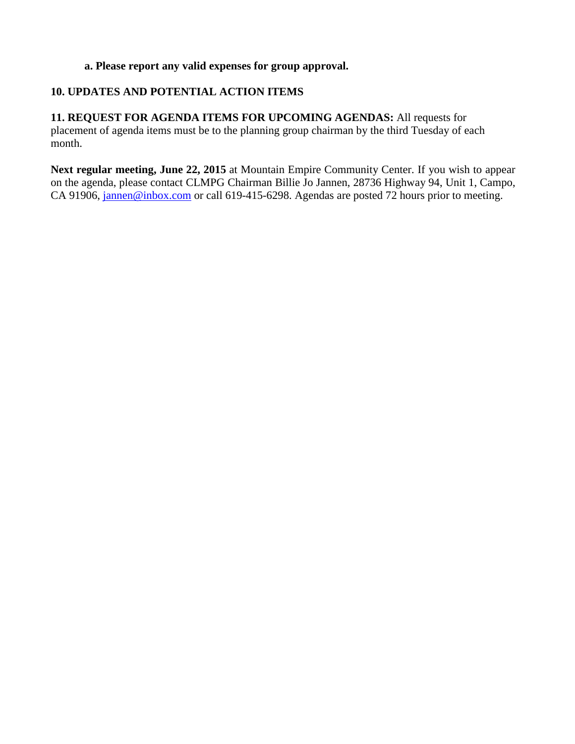**a. Please report any valid expenses for group approval.**

**10. UPDATES AND POTENTIAL ACTION ITEMS**

**11. REQUEST FOR AGENDA ITEMS FOR UPCOMING AGENDAS:** All requests for placement of agenda items must be to the planning group chairman by the third Tuesday of each month.

**Next regular meeting, June 22, 2015** at Mountain Empire Community Center. If you wish to appear on the agenda, please contact CLMPG Chairman Billie Jo Jannen, 28736 Highway 94, Unit 1, Campo, CA 91906, jannen@inbox.com or call 619-415-6298. Agendas are posted 72 hours prior to meeting.